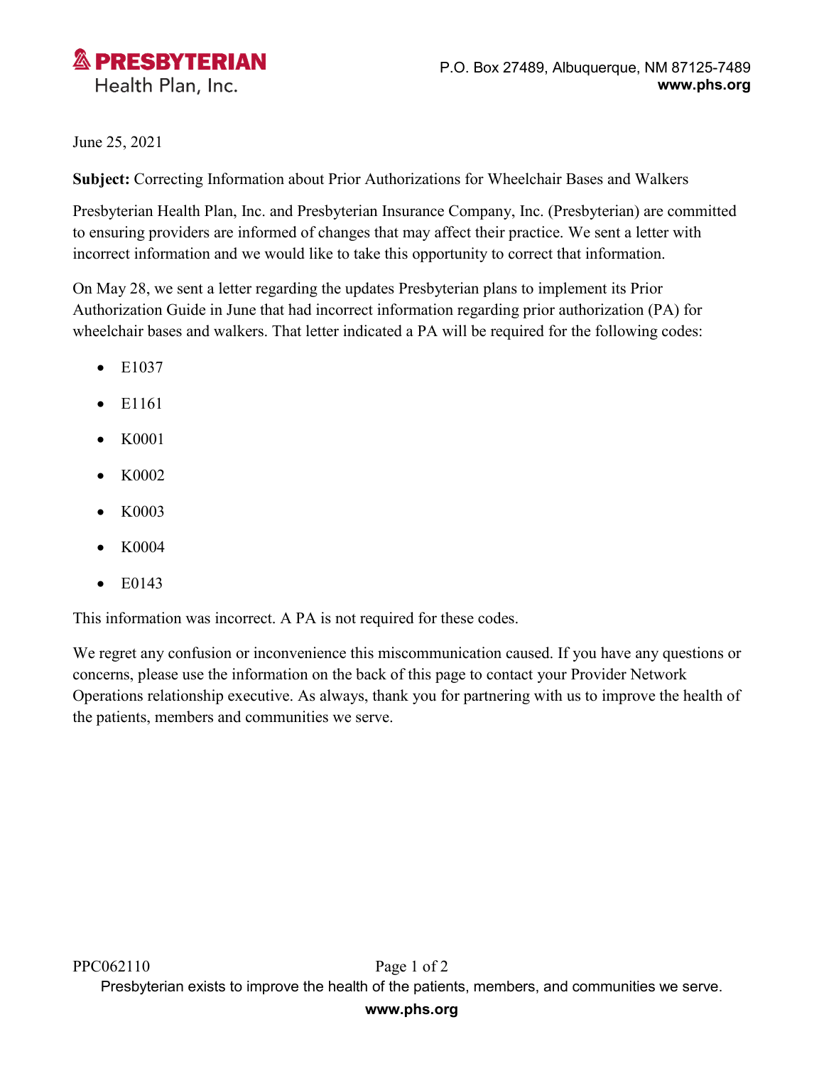**PRESBYTERIAN**
Health Plan, Inc.

P.O. Box 27489, Albuquerque, NM 87125-7489
**www.phs.org**

June 25, 2021

**Subject:** Correcting Information about Prior Authorizations for Wheelchair Bases and Walkers

Presbyterian Health Plan, Inc. and Presbyterian Insurance Company, Inc. (Presbyterian) are committed to ensuring providers are informed of changes that may affect their practice. We sent a letter with incorrect information and we would like to take this opportunity to correct that information.

On May 28, we sent a letter regarding the updates Presbyterian plans to implement its Prior Authorization Guide in June that had incorrect information regarding prior authorization (PA) for wheelchair bases and walkers. That letter indicated a PA will be required for the following codes:

- E1037
- E1161
- K0001
- K0002
- K0003
- K0004
- E0143

This information was incorrect. A PA is not required for these codes.

We regret any confusion or inconvenience this miscommunication caused. If you have any questions or concerns, please use the information on the back of this page to contact your Provider Network Operations relationship executive. As always, thank you for partnering with us to improve the health of the patients, members and communities we serve.

PPC062110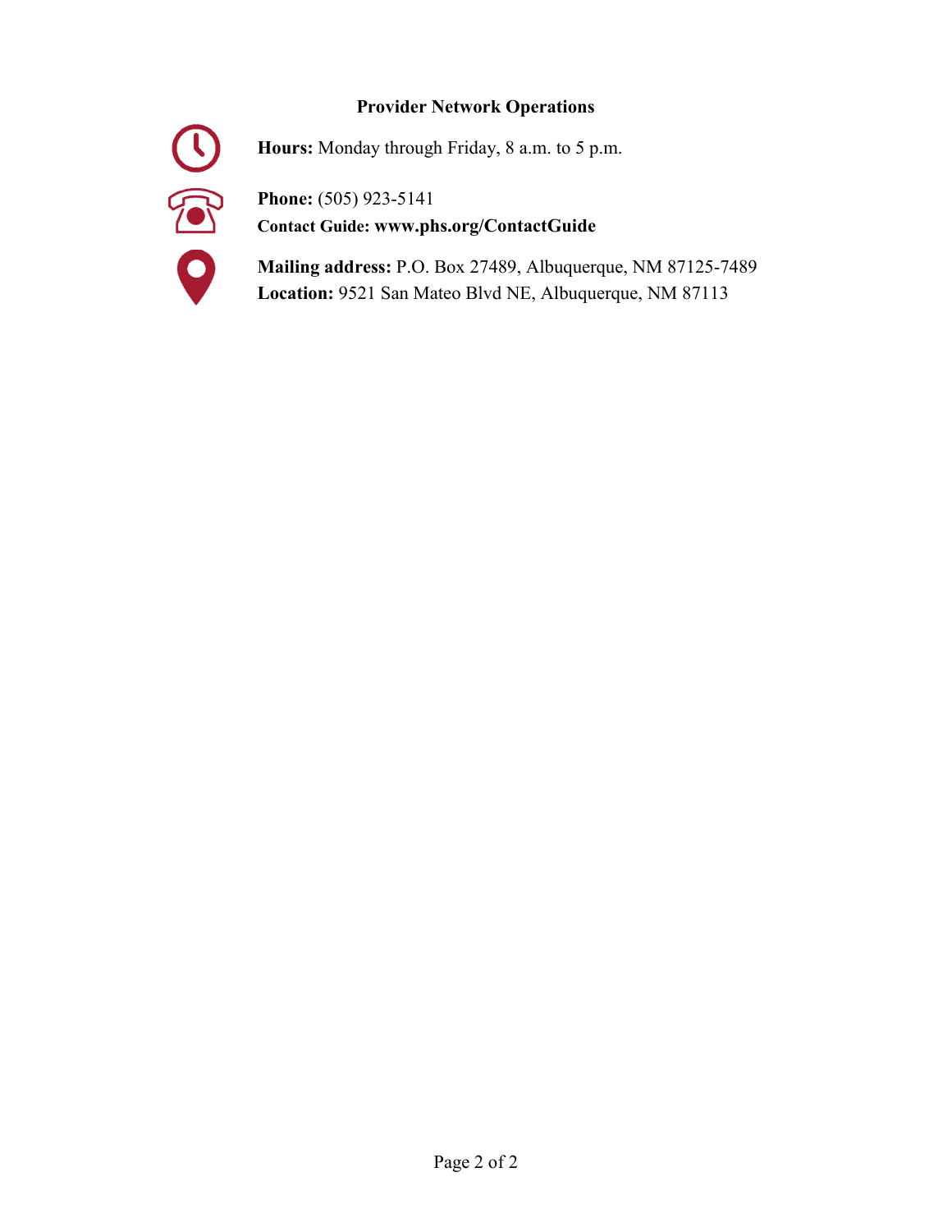**Provider Network Operations**

**Hours:** Monday through Friday, 8 a.m. to 5 p.m.

**Phone:** (505) 923-5141
**Contact Guide: www.phs.org/ContactGuide**

**Mailing address:** P.O. Box 27489, Albuquerque, NM 87125-7489
**Location:** 9521 San Mateo Blvd NE, Albuquerque, NM 87113